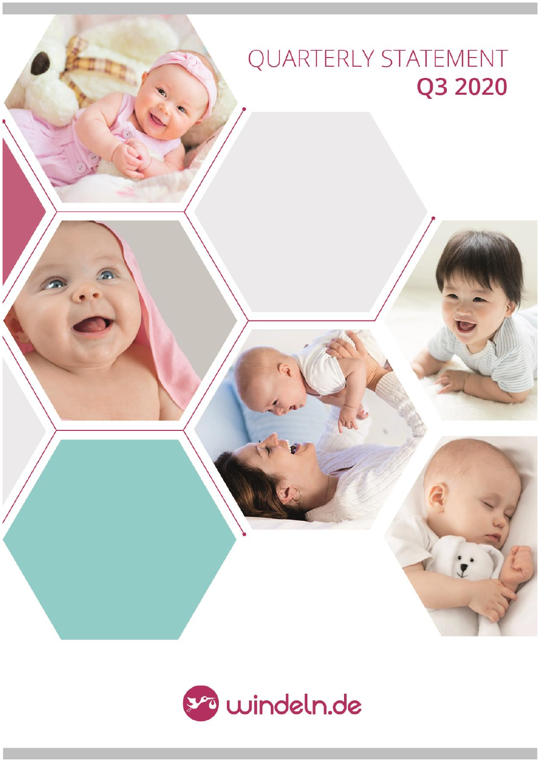# QUARTERLY STATEMENT
## Q3 2020

windeln.de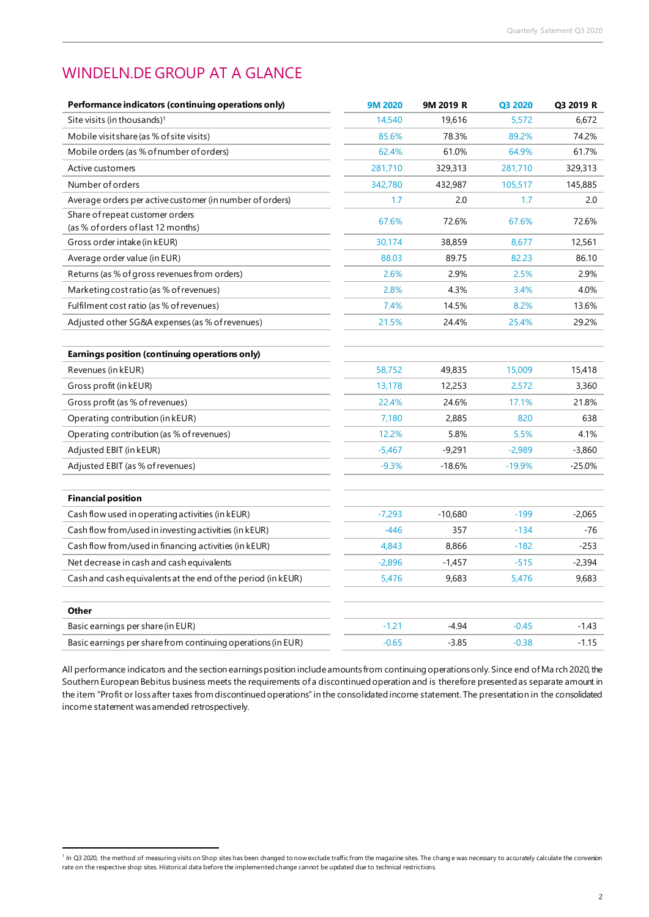# WINDELN.DE GROUP AT A GLANCE

| Performance indicators (continuing operations only) | 9M 2020 | 9M 2019 R | Q3 2020 | Q3 2019 R |
|---|---|---|---|---|
| Site visits (in thousands)[1] | 14,540 | 19,616 | 5,572 | 6,672 |
| Mobile visit share (as % of site visits) | 85.6% | 78.3% | 89.2% | 74.2% |
| Mobile orders (as % of number of orders) | 62.4% | 61.0% | 64.9% | 61.7% |
| Active customers | 281,710 | 329,313 | 281,710 | 329,313 |
| Number of orders | 342,780 | 432,987 | 105,517 | 145,885 |
| Average orders per active customer (in number of orders) | 1.7 | 2.0 | 1.7 | 2.0 |
| Share of repeat customer orders (as % of orders of last 12 months) | 67.6% | 72.6% | 67.6% | 72.6% |
| Gross order intake (in kEUR) | 30,174 | 38,859 | 8,677 | 12,561 |
| Average order value (in EUR) | 88.03 | 89.75 | 82.23 | 86.10 |
| Returns (as % of gross revenues from orders) | 2.6% | 2.9% | 2.5% | 2.9% |
| Marketing cost ratio (as % of revenues) | 2.8% | 4.3% | 3.4% | 4.0% |
| Fulfilment cost ratio (as % of revenues) | 7.4% | 14.5% | 8.2% | 13.6% |
| Adjusted other SG&A expenses (as % of revenues) | 21.5% | 24.4% | 25.4% | 29.2% |
| | | | | |
| **Earnings position (continuing operations only)** | | | | |
| Revenues (in kEUR) | 58,752 | 49,835 | 15,009 | 15,418 |
| Gross profit (in kEUR) | 13,178 | 12,253 | 2,572 | 3,360 |
| Gross profit (as % of revenues) | 22.4% | 24.6% | 17.1% | 21.8% |
| Operating contribution (in kEUR) | 7,180 | 2,885 | 820 | 638 |
| Operating contribution (as % of revenues) | 12.2% | 5.8% | 5.5% | 4.1% |
| Adjusted EBIT (in kEUR) | -5,467 | -9,291 | -2,989 | -3,860 |
| Adjusted EBIT (as % of revenues) | -9.3% | -18.6% | -19.9% | -25.0% |
| | | | | |
| **Financial position** | | | | |
| Cash flow used in operating activities (in kEUR) | -7,293 | -10,680 | -199 | -2,065 |
| Cash flow from/used in investing activities (in kEUR) | -446 | 357 | -134 | -76 |
| Cash flow from/used in financing activities (in kEUR) | 4,843 | 8,866 | -182 | -253 |
| Net decrease in cash and cash equivalents | -2,896 | -1,457 | -515 | -2,394 |
| Cash and cash equivalents at the end of the period (in kEUR) | 5,476 | 9,683 | 5,476 | 9,683 |
| | | | | |
| **Other** | | | | |
| Basic earnings per share (in EUR) | -1.21 | -4.94 | -0.45 | -1.43 |
| Basic earnings per share from continuing operations (in EUR) | -0.65 | -3.85 | -0.38 | -1.15 |

All performance indicators and the section earnings position include amounts from continuing operations only. Since end of March 2020, the Southern European Bebitus business meets the requirements of a discontinued operation and is therefore presented as separate amount in the item "Profit or loss after taxes from discontinued operations" in the consolidated income statement. The presentation in the consolidated income statement was amended retrospectively.

[1] In Q3 2020, the method of measuring visits on Shop sites has been changed to now exclude traffic from the magazine sites. The change was necessary to accurately calculate the conversion rate on the respective shop sites. Historical data before the implemented change cannot be updated due to technical restrictions.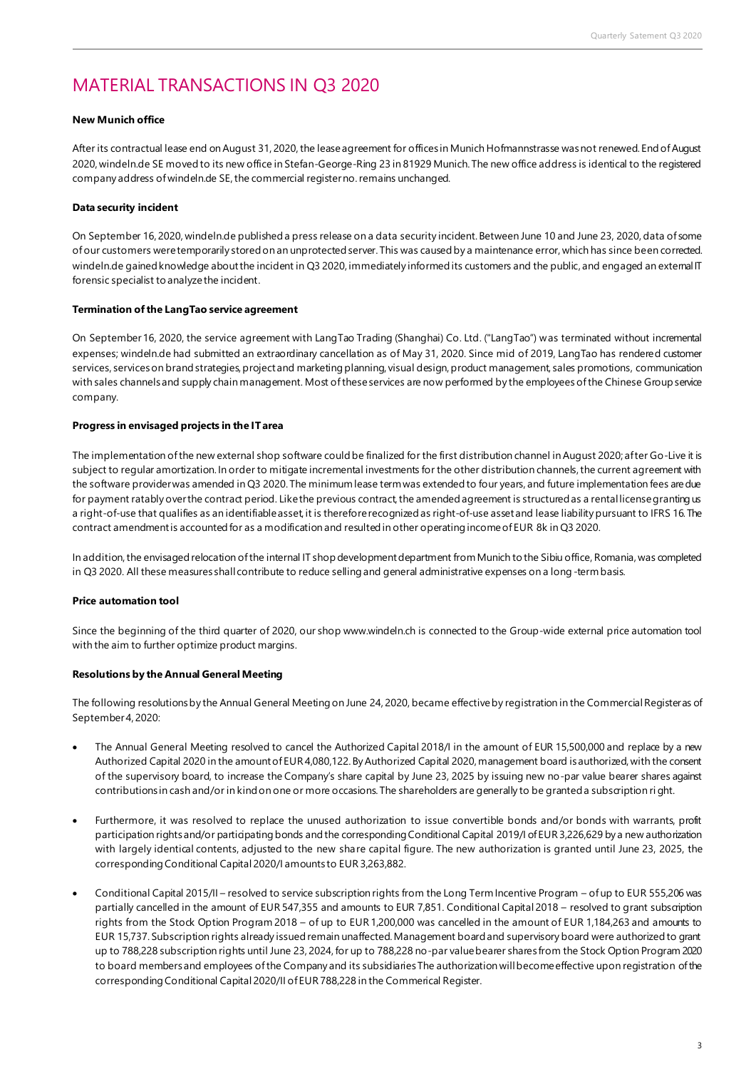# MATERIAL TRANSACTIONS IN Q3 2020

**New Munich office**

After its contractual lease end on August 31, 2020, the lease agreement for offices in Munich Hofmannstrasse was not renewed. End of August 2020, windeln.de SE moved to its new office in Stefan-George-Ring 23 in 81929 Munich. The new office address is identical to the registered company address of windeln.de SE, the commercial register no. remains unchanged.

**Data security incident**

On September 16, 2020, windeln.de published a press release on a data security incident. Between June 10 and June 23, 2020, data of some of our customers were temporarily stored on an unprotected server. This was caused by a maintenance error, which has since been corrected. windeln.de gained knowledge about the incident in Q3 2020, immediately informed its customers and the public, and engaged an external IT forensic specialist to analyze the incident.

**Termination of the LangTao service agreement**

On September 16, 2020, the service agreement with LangTao Trading (Shanghai) Co. Ltd. ("LangTao") was terminated without incremental expenses; windeln.de had submitted an extraordinary cancellation as of May 31, 2020. Since mid of 2019, LangTao has rendered customer services, services on brand strategies, project and marketing planning, visual design, product management, sales promotions, communication with sales channels and supply chain management. Most of these services are now performed by the employees of the Chinese Group service company.

**Progress in envisaged projects in the IT area**

The implementation of the new external shop software could be finalized for the first distribution channel in August 2020; after Go-Live it is subject to regular amortization. In order to mitigate incremental investments for the other distribution channels, the current agreement with the software provider was amended in Q3 2020. The minimum lease term was extended to four years, and future implementation fees are due for payment ratably over the contract period. Like the previous contract, the amended agreement is structured as a rental license granting us a right-of-use that qualifies as an identifiable asset, it is therefore recognized as right-of-use asset and lease liability pursuant to IFRS 16. The contract amendment is accounted for as a modification and resulted in other operating income of EUR 8k in Q3 2020.

In addition, the envisaged relocation of the internal IT shop development department from Munich to the Sibiu office, Romania, was completed in Q3 2020. All these measures shall contribute to reduce selling and general administrative expenses on a long-term basis.

**Price automation tool**

Since the beginning of the third quarter of 2020, our shop www.windeln.ch is connected to the Group-wide external price automation tool with the aim to further optimize product margins.

**Resolutions by the Annual General Meeting**

The following resolutions by the Annual General Meeting on June 24, 2020, became effective by registration in the Commercial Register as of September 4, 2020:

- The Annual General Meeting resolved to cancel the Authorized Capital 2018/I in the amount of EUR 15,500,000 and replace by a new Authorized Capital 2020 in the amount of EUR 4,080,122. By Authorized Capital 2020, management board is authorized, with the consent of the supervisory board, to increase the Company's share capital by June 23, 2025 by issuing new no-par value bearer shares against contributions in cash and/or in kind on one or more occasions. The shareholders are generally to be granted a subscription right.

- Furthermore, it was resolved to replace the unused authorization to issue convertible bonds and/or bonds with warrants, profit participation rights and/or participating bonds and the corresponding Conditional Capital 2019/I of EUR 3,226,629 by a new authorization with largely identical contents, adjusted to the new share capital figure. The new authorization is granted until June 23, 2025, the corresponding Conditional Capital 2020/I amounts to EUR 3,263,882.

- Conditional Capital 2015/II – resolved to service subscription rights from the Long Term Incentive Program – of up to EUR 555,206 was partially cancelled in the amount of EUR 547,355 and amounts to EUR 7,851. Conditional Capital 2018 – resolved to grant subscription rights from the Stock Option Program 2018 – of up to EUR 1,200,000 was cancelled in the amount of EUR 1,184,263 and amounts to EUR 15,737. Subscription rights already issued remain unaffected. Management board and supervisory board were authorized to grant up to 788,228 subscription rights until June 23, 2024, for up to 788,228 no-par value bearer shares from the Stock Option Program 2020 to board members and employees of the Company and its subsidiaries The authorization will become effective upon registration of the corresponding Conditional Capital 2020/II of EUR 788,228 in the Commerical Register.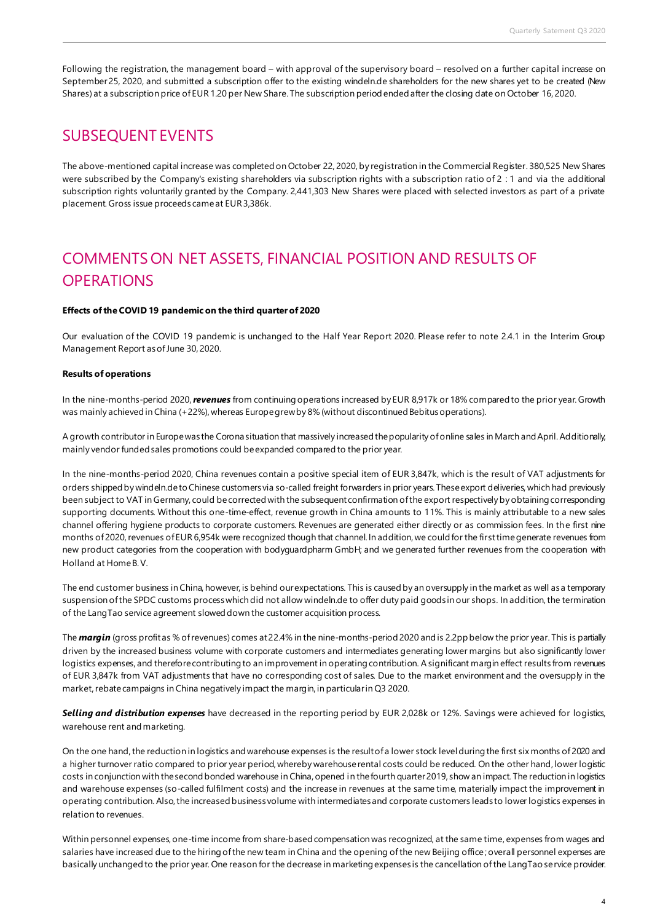Following the registration, the management board – with approval of the supervisory board – resolved on a further capital increase on September 25, 2020, and submitted a subscription offer to the existing windeln.de shareholders for the new shares yet to be created (New Shares) at a subscription price of EUR 1.20 per New Share. The subscription period ended after the closing date on October 16, 2020.

# SUBSEQUENT EVENTS

The above-mentioned capital increase was completed on October 22, 2020, by registration in the Commercial Register. 380,525 New Shares were subscribed by the Company's existing shareholders via subscription rights with a subscription ratio of 2 : 1 and via the additional subscription rights voluntarily granted by the Company. 2,441,303 New Shares were placed with selected investors as part of a private placement. Gross issue proceeds came at EUR 3,386k.

# COMMENTS ON NET ASSETS, FINANCIAL POSITION AND RESULTS OF OPERATIONS

**Effects of the COVID 19 pandemic on the third quarter of 2020**

Our evaluation of the COVID 19 pandemic is unchanged to the Half Year Report 2020. Please refer to note 2.4.1 in the Interim Group Management Report as of June 30, 2020.

**Results of operations**

In the nine-months-period 2020, ***revenues*** from continuing operations increased by EUR 8,917k or 18% compared to the prior year. Growth was mainly achieved in China (+22%), whereas Europe grew by 8% (without discontinued Bebitus operations).

A growth contributor in Europe was the Corona situation that massively increased the popularity of online sales in March and April. Additionally, mainly vendor funded sales promotions could be expanded compared to the prior year.

In the nine-months-period 2020, China revenues contain a positive special item of EUR 3,847k, which is the result of VAT adjustments for orders shipped by windeln.de to Chinese customers via so-called freight forwarders in prior years. These export deliveries, which had previously been subject to VAT in Germany, could be corrected with the subsequent confirmation of the export respectively by obtaining corresponding supporting documents. Without this one-time-effect, revenue growth in China amounts to 11%. This is mainly attributable to a new sales channel offering hygiene products to corporate customers. Revenues are generated either directly or as commission fees. In the first nine months of 2020, revenues of EUR 6,954k were recognized though that channel. In addition, we could for the first time generate revenues from new product categories from the cooperation with bodyguardpharm GmbH; and we generated further revenues from the cooperation with Holland at Home B. V.

The end customer business in China, however, is behind our expectations. This is caused by an oversupply in the market as well as a temporary suspension of the SPDC customs process which did not allow windeln.de to offer duty paid goods in our shops. In addition, the termination of the LangTao service agreement slowed down the customer acquisition process.

The ***margin*** (gross profit as % of revenues) comes at 22.4% in the nine-months-period 2020 and is 2.2pp below the prior year. This is partially driven by the increased business volume with corporate customers and intermediates generating lower margins but also significantly lower logistics expenses, and therefore contributing to an improvement in operating contribution. A significant margin effect results from revenues of EUR 3,847k from VAT adjustments that have no corresponding cost of sales. Due to the market environment and the oversupply in the market, rebate campaigns in China negatively impact the margin, in particular in Q3 2020.

***Selling and distribution expenses*** have decreased in the reporting period by EUR 2,028k or 12%. Savings were achieved for logistics, warehouse rent and marketing.

On the one hand, the reduction in logistics and warehouse expenses is the result of a lower stock level during the first six months of 2020 and a higher turnover ratio compared to prior year period, whereby warehouse rental costs could be reduced. On the other hand, lower logistic costs in conjunction with the second bonded warehouse in China, opened in the fourth quarter 2019, show an impact. The reduction in logistics and warehouse expenses (so-called fulfilment costs) and the increase in revenues at the same time, materially impact the improvement in operating contribution. Also, the increased business volume with intermediates and corporate customers leads to lower logistics expenses in relation to revenues.

Within personnel expenses, one-time income from share-based compensation was recognized, at the same time, expenses from wages and salaries have increased due to the hiring of the new team in China and the opening of the new Beijing office; overall personnel expenses are basically unchanged to the prior year. One reason for the decrease in marketing expenses is the cancellation of the LangTao service provider.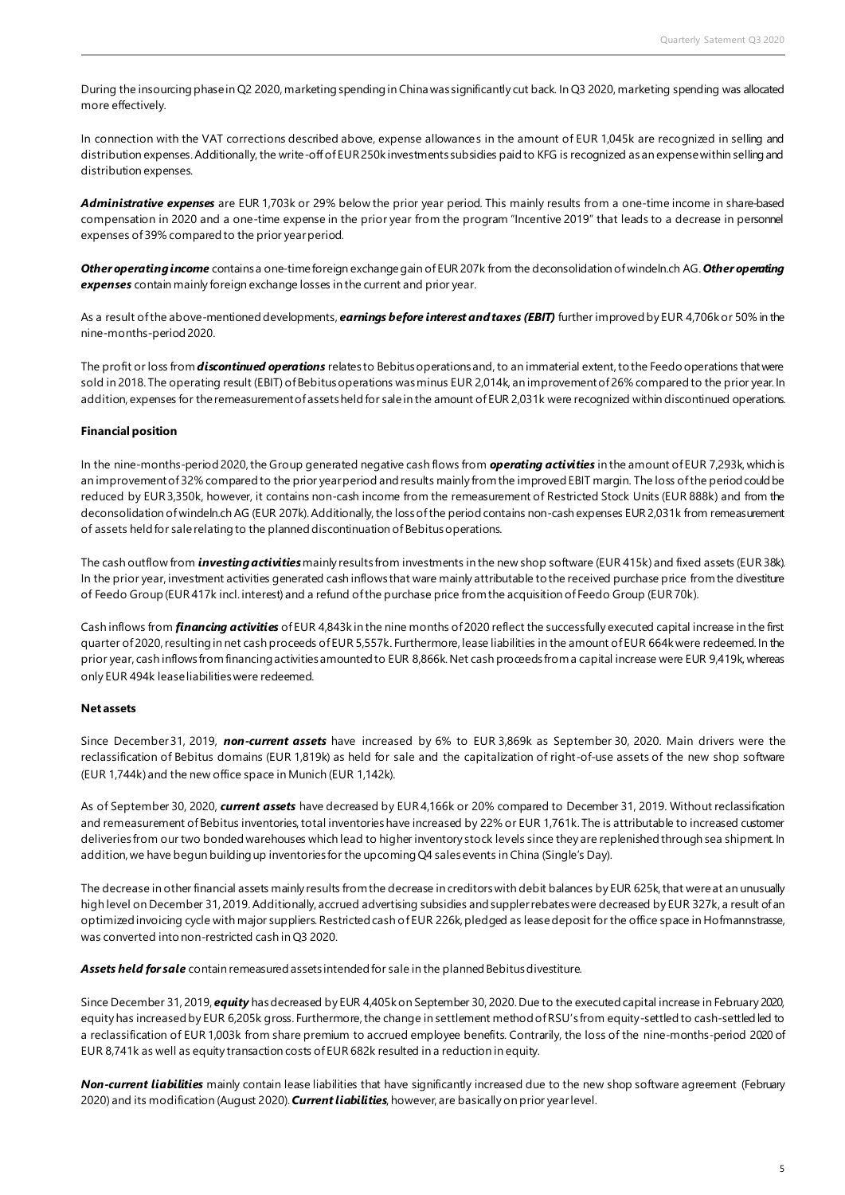During the insourcing phase in Q2 2020, marketing spending in China was significantly cut back. In Q3 2020, marketing spending was allocated more effectively.

In connection with the VAT corrections described above, expense allowances in the amount of EUR 1,045k are recognized in selling and distribution expenses. Additionally, the write-off of EUR 250k investments subsidies paid to KFG is recognized as an expense within selling and distribution expenses.

***Administrative expenses*** are EUR 1,703k or 29% below the prior year period. This mainly results from a one-time income in share-based compensation in 2020 and a one-time expense in the prior year from the program "Incentive 2019" that leads to a decrease in personnel expenses of 39% compared to the prior year period.

***Other operating income*** contains a one-time foreign exchange gain of EUR 207k from the deconsolidation of windeln.ch AG. ***Other operating expenses*** contain mainly foreign exchange losses in the current and prior year.

As a result of the above-mentioned developments, ***earnings before interest and taxes (EBIT)*** further improved by EUR 4,706k or 50% in the nine-months-period 2020.

The profit or loss from ***discontinued operations*** relates to Bebitus operations and, to an immaterial extent, to the Feedo operations that were sold in 2018. The operating result (EBIT) of Bebitus operations was minus EUR 2,014k, an improvement of 26% compared to the prior year. In addition, expenses for the remeasurement of assets held for sale in the amount of EUR 2,031k were recognized within discontinued operations.

**Financial position**

In the nine-months-period 2020, the Group generated negative cash flows from ***operating activities*** in the amount of EUR 7,293k, which is an improvement of 32% compared to the prior year period and results mainly from the improved EBIT margin. The loss of the period could be reduced by EUR 3,350k, however, it contains non-cash income from the remeasurement of Restricted Stock Units (EUR 888k) and from the deconsolidation of windeln.ch AG (EUR 207k). Additionally, the loss of the period contains non-cash expenses EUR 2,031k from remeasurement of assets held for sale relating to the planned discontinuation of Bebitus operations.

The cash outflow from ***investing activities*** mainly results from investments in the new shop software (EUR 415k) and fixed assets (EUR 38k). In the prior year, investment activities generated cash inflows that ware mainly attributable to the received purchase price from the divestiture of Feedo Group (EUR 417k incl. interest) and a refund of the purchase price from the acquisition of Feedo Group (EUR 70k).

Cash inflows from ***financing activities*** of EUR 4,843k in the nine months of 2020 reflect the successfully executed capital increase in the first quarter of 2020, resulting in net cash proceeds of EUR 5,557k. Furthermore, lease liabilities in the amount of EUR 664k were redeemed. In the prior year, cash inflows from financing activities amounted to EUR 8,866k. Net cash proceeds from a capital increase were EUR 9,419k, whereas only EUR 494k lease liabilities were redeemed.

**Net assets**

Since December 31, 2019, ***non-current assets*** have increased by 6% to EUR 3,869k as September 30, 2020. Main drivers were the reclassification of Bebitus domains (EUR 1,819k) as held for sale and the capitalization of right-of-use assets of the new shop software (EUR 1,744k) and the new office space in Munich (EUR 1,142k).

As of September 30, 2020, ***current assets*** have decreased by EUR 4,166k or 20% compared to December 31, 2019. Without reclassification and remeasurement of Bebitus inventories, total inventories have increased by 22% or EUR 1,761k. The is attributable to increased customer deliveries from our two bonded warehouses which lead to higher inventory stock levels since they are replenished through sea shipment. In addition, we have begun building up inventories for the upcoming Q4 sales events in China (Single's Day).

The decrease in other financial assets mainly results from the decrease in creditors with debit balances by EUR 625k, that were at an unusually high level on December 31, 2019. Additionally, accrued advertising subsidies and suppler rebates were decreased by EUR 327k, a result of an optimized invoicing cycle with major suppliers. Restricted cash of EUR 226k, pledged as lease deposit for the office space in Hofmannstrasse, was converted into non-restricted cash in Q3 2020.

***Assets held for sale*** contain remeasured assets intended for sale in the planned Bebitus divestiture.

Since December 31, 2019, ***equity*** has decreased by EUR 4,405k on September 30, 2020. Due to the executed capital increase in February 2020, equity has increased by EUR 6,205k gross. Furthermore, the change in settlement method of RSU's from equity-settled to cash-settled led to a reclassification of EUR 1,003k from share premium to accrued employee benefits. Contrarily, the loss of the nine-months-period 2020 of EUR 8,741k as well as equity transaction costs of EUR 682k resulted in a reduction in equity.

***Non-current liabilities*** mainly contain lease liabilities that have significantly increased due to the new shop software agreement (February 2020) and its modification (August 2020). ***Current liabilities***, however, are basically on prior year level.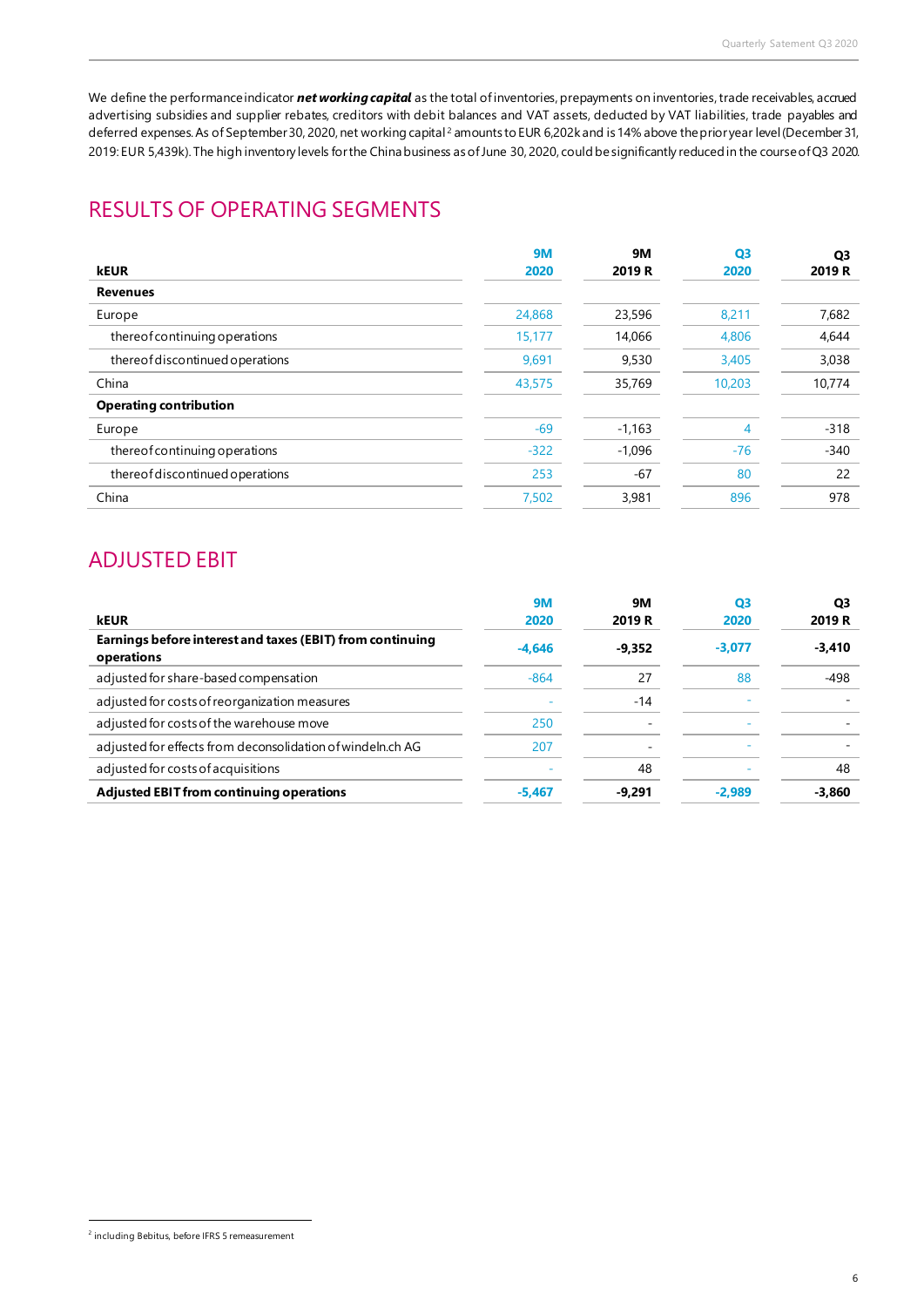We define the performance indicator ***net working capital*** as the total of inventories, prepayments on inventories, trade receivables, accrued advertising subsidies and supplier rebates, creditors with debit balances and VAT assets, deducted by VAT liabilities, trade payables and deferred expenses. As of September 30, 2020, net working capital[2] amounts to EUR 6,202k and is 14% above the prior year level (December 31, 2019: EUR 5,439k). The high inventory levels for the China business as of June 30, 2020, could be significantly reduced in the course of Q3 2020.

## RESULTS OF OPERATING SEGMENTS

| kEUR | 9M 2020 | 9M 2019 R | Q3 2020 | Q3 2019 R |
|---|---|---|---|---|
| **Revenues** | | | | |
| Europe | 24,868 | 23,596 | 8,211 | 7,682 |
| thereof continuing operations | 15,177 | 14,066 | 4,806 | 4,644 |
| thereof discontinued operations | 9,691 | 9,530 | 3,405 | 3,038 |
| China | 43,575 | 35,769 | 10,203 | 10,774 |
| **Operating contribution** | | | | |
| Europe | -69 | -1,163 | 4 | -318 |
| thereof continuing operations | -322 | -1,096 | -76 | -340 |
| thereof discontinued operations | 253 | -67 | 80 | 22 |
| China | 7,502 | 3,981 | 896 | 978 |

## ADJUSTED EBIT

| kEUR | 9M 2020 | 9M 2019 R | Q3 2020 | Q3 2019 R |
|---|---|---|---|---|
| **Earnings before interest and taxes (EBIT) from continuing operations** | **-4,646** | **-9,352** | **-3,077** | **-3,410** |
| adjusted for share-based compensation | -864 | 27 | 88 | -498 |
| adjusted for costs of reorganization measures | - | -14 | - | - |
| adjusted for costs of the warehouse move | 250 | - | - | - |
| adjusted for effects from deconsolidation of windeln.ch AG | 207 | - | - | - |
| adjusted for costs of acquisitions | - | 48 | - | 48 |
| **Adjusted EBIT from continuing operations** | **-5,467** | **-9,291** | **-2,989** | **-3,860** |

[2] including Bebitus, before IFRS 5 remeasurement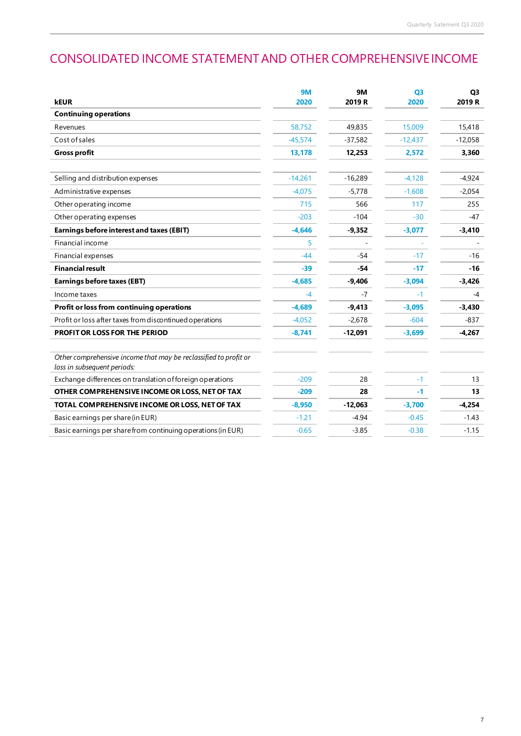# CONSOLIDATED INCOME STATEMENT AND OTHER COMPREHENSIVE INCOME

| kEUR | 9M 2020 | 9M 2019 R | Q3 2020 | Q3 2019 R |
|---|---|---|---|---|
| **Continuing operations** | | | | |
| Revenues | 58,752 | 49,835 | 15,009 | 15,418 |
| Cost of sales | -45,574 | -37,582 | -12,437 | -12,058 |
| **Gross profit** | **13,178** | **12,253** | **2,572** | **3,360** |
| | | | | |
| Selling and distribution expenses | -14,261 | -16,289 | -4,128 | -4,924 |
| Administrative expenses | -4,075 | -5,778 | -1,608 | -2,054 |
| Other operating income | 715 | 566 | 117 | 255 |
| Other operating expenses | -203 | -104 | -30 | -47 |
| **Earnings before interest and taxes (EBIT)** | **-4,646** | **-9,352** | **-3,077** | **-3,410** |
| Financial income | 5 | - | - | - |
| Financial expenses | -44 | -54 | -17 | -16 |
| **Financial result** | **-39** | **-54** | **-17** | **-16** |
| **Earnings before taxes (EBT)** | **-4,685** | **-9,406** | **-3,094** | **-3,426** |
| Income taxes | -4 | -7 | -1 | -4 |
| **Profit or loss from continuing operations** | **-4,689** | **-9,413** | **-3,095** | **-3,430** |
| Profit or loss after taxes from discontinued operations | -4,052 | -2,678 | -604 | -837 |
| **PROFIT OR LOSS FOR THE PERIOD** | **-8,741** | **-12,091** | **-3,699** | **-4,267** |
| | | | | |
| *Other comprehensive income that may be reclassified to profit or loss in subsequent periods:* | | | | |
| Exchange differences on translation of foreign operations | -209 | 28 | -1 | 13 |
| **OTHER COMPREHENSIVE INCOME OR LOSS, NET OF TAX** | **-209** | **28** | **-1** | **13** |
| **TOTAL COMPREHENSIVE INCOME OR LOSS, NET OF TAX** | **-8,950** | **-12,063** | **-3,700** | **-4,254** |
| Basic earnings per share (in EUR) | -1.21 | -4.94 | -0.45 | -1.43 |
| Basic earnings per share from continuing operations (in EUR) | -0.65 | -3.85 | -0.38 | -1.15 |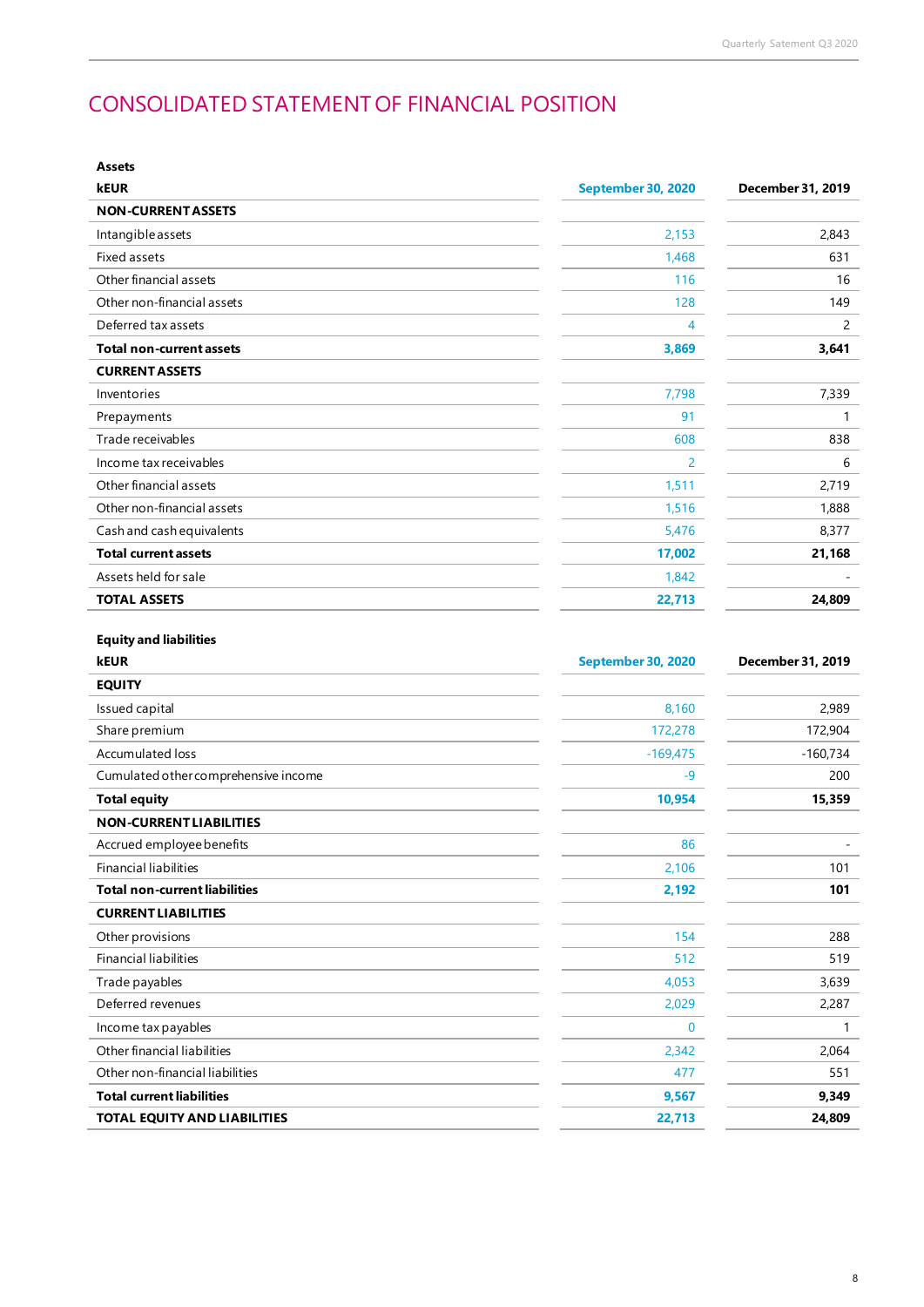# CONSOLIDATED STATEMENT OF FINANCIAL POSITION

**Assets**

| kEUR | September 30, 2020 | December 31, 2019 |
|---|---|---|
| **NON-CURRENT ASSETS** | | |
| Intangible assets | 2,153 | 2,843 |
| Fixed assets | 1,468 | 631 |
| Other financial assets | 116 | 16 |
| Other non-financial assets | 128 | 149 |
| Deferred tax assets | 4 | 2 |
| **Total non-current assets** | **3,869** | **3,641** |
| **CURRENT ASSETS** | | |
| Inventories | 7,798 | 7,339 |
| Prepayments | 91 | 1 |
| Trade receivables | 608 | 838 |
| Income tax receivables | 2 | 6 |
| Other financial assets | 1,511 | 2,719 |
| Other non-financial assets | 1,516 | 1,888 |
| Cash and cash equivalents | 5,476 | 8,377 |
| **Total current assets** | **17,002** | **21,168** |
| Assets held for sale | 1,842 | - |
| **TOTAL ASSETS** | **22,713** | **24,809** |

**Equity and liabilities**

| kEUR | September 30, 2020 | December 31, 2019 |
|---|---|---|
| **EQUITY** | | |
| Issued capital | 8,160 | 2,989 |
| Share premium | 172,278 | 172,904 |
| Accumulated loss | -169,475 | -160,734 |
| Cumulated other comprehensive income | -9 | 200 |
| **Total equity** | **10,954** | **15,359** |
| **NON-CURRENT LIABILITIES** | | |
| Accrued employee benefits | 86 | - |
| Financial liabilities | 2,106 | 101 |
| **Total non-current liabilities** | **2,192** | **101** |
| **CURRENT LIABILITIES** | | |
| Other provisions | 154 | 288 |
| Financial liabilities | 512 | 519 |
| Trade payables | 4,053 | 3,639 |
| Deferred revenues | 2,029 | 2,287 |
| Income tax payables | 0 | 1 |
| Other financial liabilities | 2,342 | 2,064 |
| Other non-financial liabilities | 477 | 551 |
| **Total current liabilities** | **9,567** | **9,349** |
| **TOTAL EQUITY AND LIABILITIES** | **22,713** | **24,809** |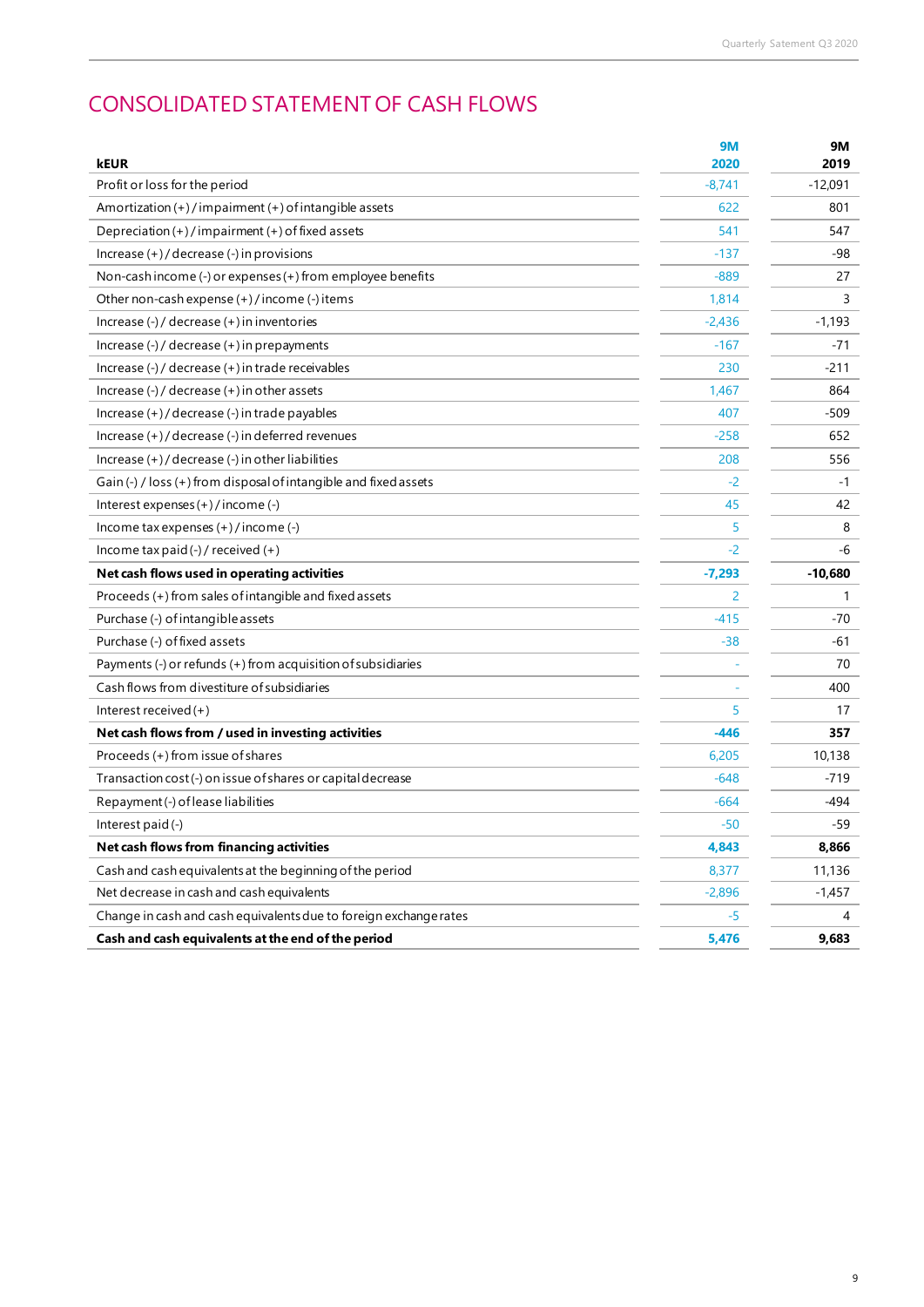# CONSOLIDATED STATEMENT OF CASH FLOWS

| kEUR | 9M 2020 | 9M 2019 |
|---|---|---|
| Profit or loss for the period | -8,741 | -12,091 |
| Amortization (+) / impairment (+) of intangible assets | 622 | 801 |
| Depreciation (+) / impairment (+) of fixed assets | 541 | 547 |
| Increase (+) / decrease (-) in provisions | -137 | -98 |
| Non-cash income (-) or expenses (+) from employee benefits | -889 | 27 |
| Other non-cash expense (+) / income (-) items | 1,814 | 3 |
| Increase (-) / decrease (+) in inventories | -2,436 | -1,193 |
| Increase (-) / decrease (+) in prepayments | -167 | -71 |
| Increase (-) / decrease (+) in trade receivables | 230 | -211 |
| Increase (-) / decrease (+) in other assets | 1,467 | 864 |
| Increase (+) / decrease (-) in trade payables | 407 | -509 |
| Increase (+) / decrease (-) in deferred revenues | -258 | 652 |
| Increase (+) / decrease (-) in other liabilities | 208 | 556 |
| Gain (-) / loss (+) from disposal of intangible and fixed assets | -2 | -1 |
| Interest expenses (+) / income (-) | 45 | 42 |
| Income tax expenses (+) / income (-) | 5 | 8 |
| Income tax paid (-) / received (+) | -2 | -6 |
| **Net cash flows used in operating activities** | **-7,293** | **-10,680** |
| Proceeds (+) from sales of intangible and fixed assets | 2 | 1 |
| Purchase (-) of intangible assets | -415 | -70 |
| Purchase (-) of fixed assets | -38 | -61 |
| Payments (-) or refunds (+) from acquisition of subsidiaries | - | 70 |
| Cash flows from divestiture of subsidiaries | - | 400 |
| Interest received (+) | 5 | 17 |
| **Net cash flows from / used in investing activities** | **-446** | **357** |
| Proceeds (+) from issue of shares | 6,205 | 10,138 |
| Transaction cost (-) on issue of shares or capital decrease | -648 | -719 |
| Repayment (-) of lease liabilities | -664 | -494 |
| Interest paid (-) | -50 | -59 |
| **Net cash flows from financing activities** | **4,843** | **8,866** |
| Cash and cash equivalents at the beginning of the period | 8,377 | 11,136 |
| Net decrease in cash and cash equivalents | -2,896 | -1,457 |
| Change in cash and cash equivalents due to foreign exchange rates | -5 | 4 |
| **Cash and cash equivalents at the end of the period** | **5,476** | **9,683** |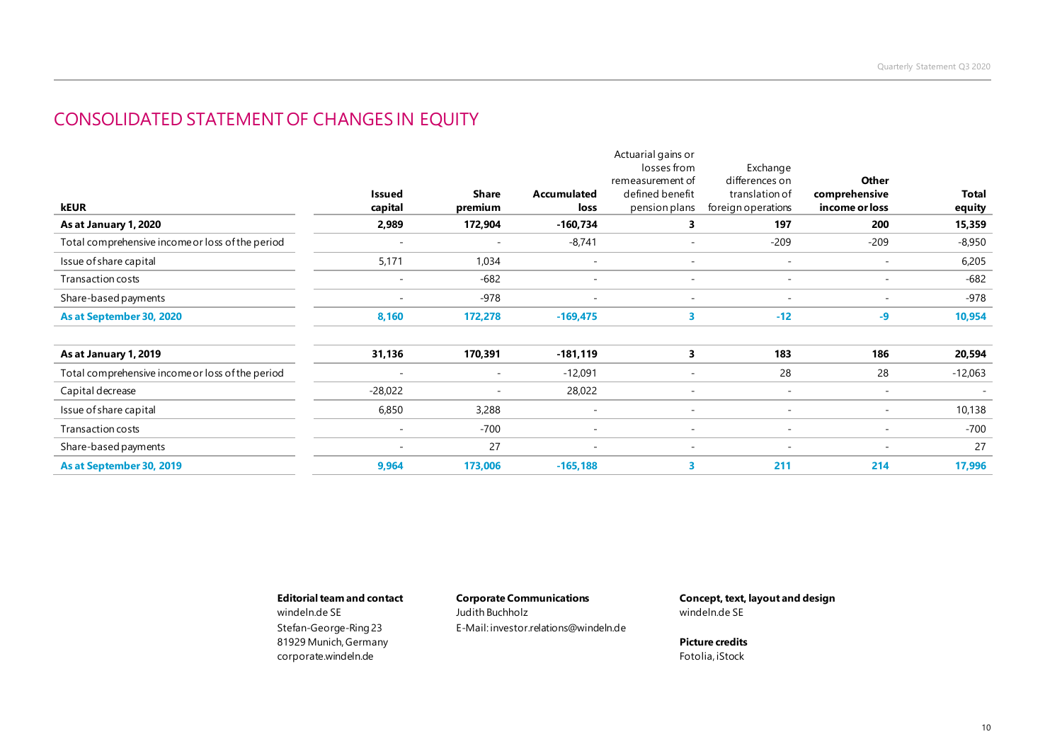# CONSOLIDATED STATEMENT OF CHANGES IN EQUITY

| kEUR | Issued capital | Share premium | Accumulated loss | Actuarial gains or losses from remeasurement of defined benefit pension plans | Exchange differences on translation of foreign operations | Other comprehensive income or loss | Total equity |
|---|---|---|---|---|---|---|---|
| **As at January 1, 2020** | **2,989** | **172,904** | **-160,734** | **3** | **197** | **200** | **15,359** |
| Total comprehensive income or loss of the period | - | - | -8,741 | - | -209 | -209 | -8,950 |
| Issue of share capital | 5,171 | 1,034 | - | - | - | - | 6,205 |
| Transaction costs | - | -682 | - | - | - | - | -682 |
| Share-based payments | - | -978 | - | - | - | - | -978 |
| **As at September 30, 2020** | **8,160** | **172,278** | **-169,475** | **3** | **-12** | **-9** | **10,954** |
| | | | | | | | |
| **As at January 1, 2019** | **31,136** | **170,391** | **-181,119** | **3** | **183** | **186** | **20,594** |
| Total comprehensive income or loss of the period | - | - | -12,091 | - | 28 | 28 | -12,063 |
| Capital decrease | -28,022 | - | 28,022 | - | - | - | - |
| Issue of share capital | 6,850 | 3,288 | - | - | - | - | 10,138 |
| Transaction costs | - | -700 | - | - | - | - | -700 |
| Share-based payments | - | 27 | - | - | - | - | 27 |
| **As at September 30, 2019** | **9,964** | **173,006** | **-165,188** | **3** | **211** | **214** | **17,996** |

**Editorial team and contact**
windeln.de SE
Stefan-George-Ring 23
81929 Munich, Germany
corporate.windeln.de

**Corporate Communications**
Judith Buchholz
E-Mail: investor.relations@windeln.de

**Concept, text, layout and design**
windeln.de SE

**Picture credits**
Fotolia, iStock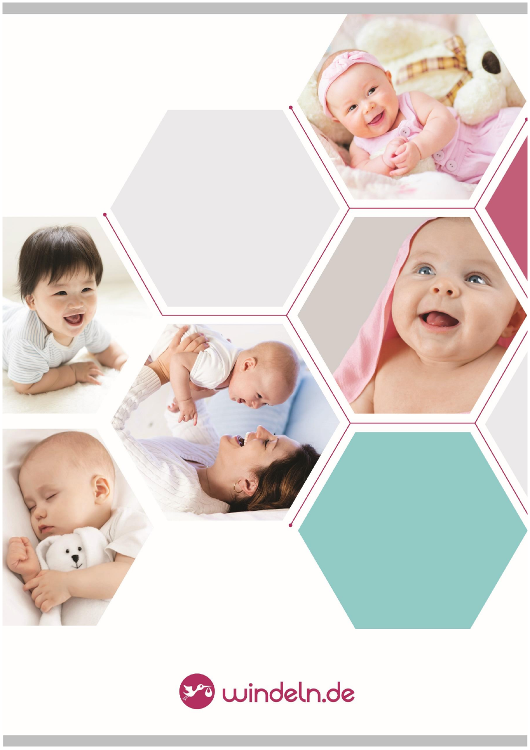windeln.de